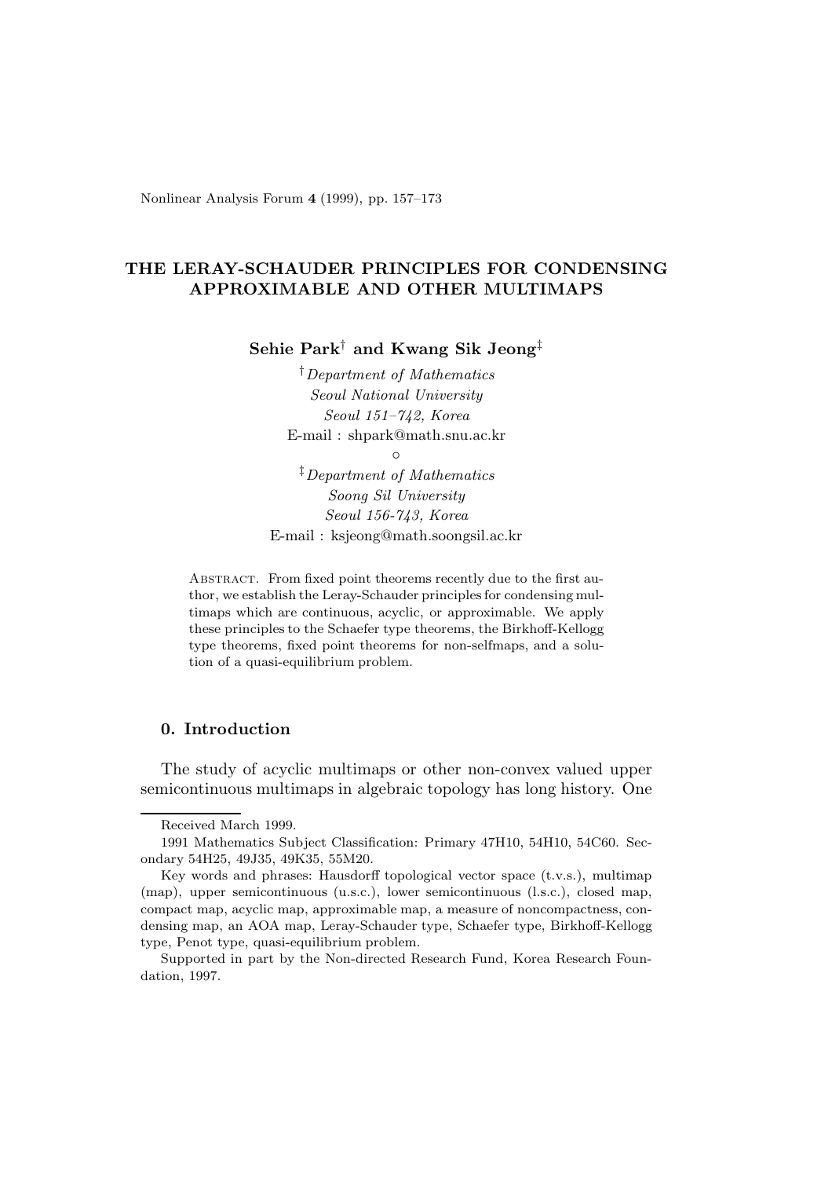Nonlinear Analysis Forum **4** (1999), pp. 157–173

# THE LERAY-SCHAUDER PRINCIPLES FOR CONDENSING APPROXIMABLE AND OTHER MULTIMAPS

**Sehie Park**[†] **and Kwang Sik Jeong**[‡]

[†]*Department of Mathematics*
*Seoul National University*
*Seoul 151–742, Korea*
E-mail : shpark@math.snu.ac.kr

∘

[‡]*Department of Mathematics*
*Soong Sil University*
*Seoul 156-743, Korea*
E-mail : ksjeong@math.soongsil.ac.kr

Abstract. From fixed point theorems recently due to the first author, we establish the Leray-Schauder principles for condensing multimaps which are continuous, acyclic, or approximable. We apply these principles to the Schaefer type theorems, the Birkhoff-Kellogg type theorems, fixed point theorems for non-selfmaps, and a solution of a quasi-equilibrium problem.

## 0. Introduction

The study of acyclic multimaps or other non-convex valued upper semicontinuous multimaps in algebraic topology has long history. One

---

Received March 1999.

1991 Mathematics Subject Classification: Primary 47H10, 54H10, 54C60. Secondary 54H25, 49J35, 49K35, 55M20.

Key words and phrases: Hausdorff topological vector space (t.v.s.), multimap (map), upper semicontinuous (u.s.c.), lower semicontinuous (l.s.c.), closed map, compact map, acyclic map, approximable map, a measure of noncompactness, condensing map, an AOA map, Leray-Schauder type, Schaefer type, Birkhoff-Kellogg type, Penot type, quasi-equilibrium problem.

Supported in part by the Non-directed Research Fund, Korea Research Foundation, 1997.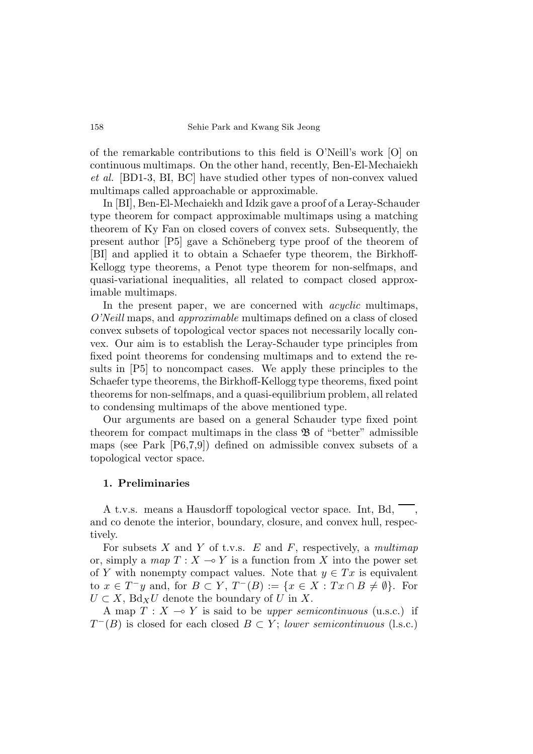of the remarkable contributions to this field is O'Neill's work [O] on continuous multimaps. On the other hand, recently, Ben-El-Mechaiekh *et al.* [BD1-3, BI, BC] have studied other types of non-convex valued multimaps called approachable or approximable.

In [BI], Ben-El-Mechaiekh and Idzik gave a proof of a Leray-Schauder type theorem for compact approximable multimaps using a matching theorem of Ky Fan on closed covers of convex sets. Subsequently, the present author [P5] gave a Schöneberg type proof of the theorem of [BI] and applied it to obtain a Schaefer type theorem, the Birkhoff-Kellogg type theorems, a Penot type theorem for non-selfmaps, and quasi-variational inequalities, all related to compact closed approximable multimaps.

In the present paper, we are concerned with *acyclic* multimaps, *O'Neill* maps, and *approximable* multimaps defined on a class of closed convex subsets of topological vector spaces not necessarily locally convex. Our aim is to establish the Leray-Schauder type principles from fixed point theorems for condensing multimaps and to extend the results in [P5] to noncompact cases. We apply these principles to the Schaefer type theorems, the Birkhoff-Kellogg type theorems, fixed point theorems for non-selfmaps, and a quasi-equilibrium problem, all related to condensing multimaps of the above mentioned type.

Our arguments are based on a general Schauder type fixed point theorem for compact multimaps in the class $\mathfrak{B}$ of "better" admissible maps (see Park [P6,7,9]) defined on admissible convex subsets of a topological vector space.

## 1. Preliminaries

A t.v.s. means a Hausdorff topological vector space. Int, Bd, $\overline{\quad}$, and co denote the interior, boundary, closure, and convex hull, respectively.

For subsets $X$ and $Y$ of t.v.s. $E$ and $F$, respectively, a *multimap* or, simply a *map* $T : X \multimap Y$ is a function from $X$ into the power set of $Y$ with nonempty compact values. Note that $y \in Tx$ is equivalent to $x \in T^{-}y$ and, for $B \subset Y$, $T^{-}(B) := \{x \in X : Tx \cap B \neq \emptyset\}$. For $U \subset X$, $\mathrm{Bd}_X U$ denote the boundary of $U$ in $X$.

A map $T : X \multimap Y$ is said to be *upper semicontinuous* (u.s.c.) if $T^{-}(B)$ is closed for each closed $B \subset Y$; *lower semicontinuous* (l.s.c.)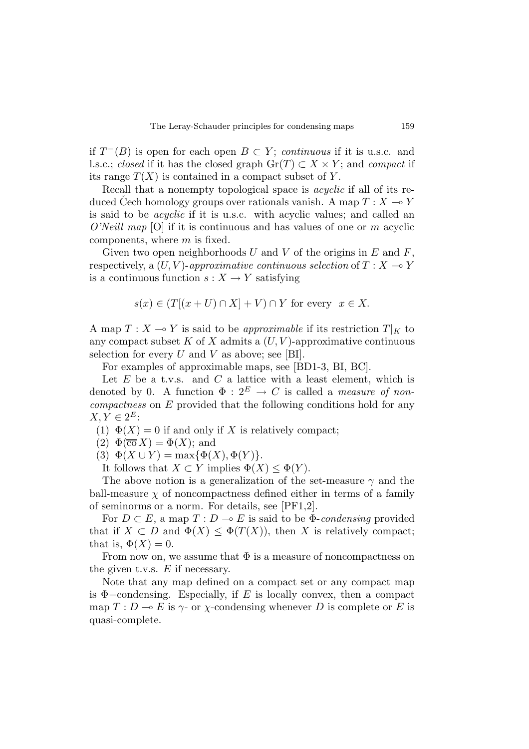if $T^-(B)$ is open for each open $B \subset Y$; *continuous* if it is u.s.c. and l.s.c.; *closed* if it has the closed graph $\mathrm{Gr}(T) \subset X \times Y$; and *compact* if its range $T(X)$ is contained in a compact subset of $Y$.

Recall that a nonempty topological space is *acyclic* if all of its reduced Čech homology groups over rationals vanish. A map $T : X \multimap Y$ is said to be *acyclic* if it is u.s.c. with acyclic values; and called an *O'Neill map* [O] if it is continuous and has values of one or $m$ acyclic components, where $m$ is fixed.

Given two open neighborhoods $U$ and $V$ of the origins in $E$ and $F$, respectively, a $(U, V)$*-approximative continuous selection* of $T : X \multimap Y$ is a continuous function $s : X \to Y$ satisfying

$$s(x) \in (T[(x + U) \cap X] + V) \cap Y \text{ for every } \ x \in X.$$

A map $T : X \multimap Y$ is said to be *approximable* if its restriction $T|_K$ to any compact subset $K$ of $X$ admits a $(U, V)$-approximative continuous selection for every $U$ and $V$ as above; see [BI].

For examples of approximable maps, see [BD1-3, BI, BC].

Let $E$ be a t.v.s. and $C$ a lattice with a least element, which is denoted by 0. A function $\Phi : 2^E \to C$ is called a *measure of noncompactness* on $E$ provided that the following conditions hold for any $X, Y \in 2^E$:

(1) $\Phi(X) = 0$ if and only if $X$ is relatively compact;

(2) $\Phi(\overline{\mathrm{co}}\, X) = \Phi(X)$; and

(3) $\Phi(X \cup Y) = \max\{\Phi(X), \Phi(Y)\}$.

It follows that $X \subset Y$ implies $\Phi(X) \leq \Phi(Y)$.

The above notion is a generalization of the set-measure $\gamma$ and the ball-measure $\chi$ of noncompactness defined either in terms of a family of seminorms or a norm. For details, see [PF1,2].

For $D \subset E$, a map $T : D \multimap E$ is said to be $\Phi$*-condensing* provided that if $X \subset D$ and $\Phi(X) \leq \Phi(T(X))$, then $X$ is relatively compact; that is, $\Phi(X) = 0$.

From now on, we assume that $\Phi$ is a measure of noncompactness on the given t.v.s. $E$ if necessary.

Note that any map defined on a compact set or any compact map is $\Phi-$condensing. Especially, if $E$ is locally convex, then a compact map $T : D \multimap E$ is $\gamma$- or $\chi$-condensing whenever $D$ is complete or $E$ is quasi-complete.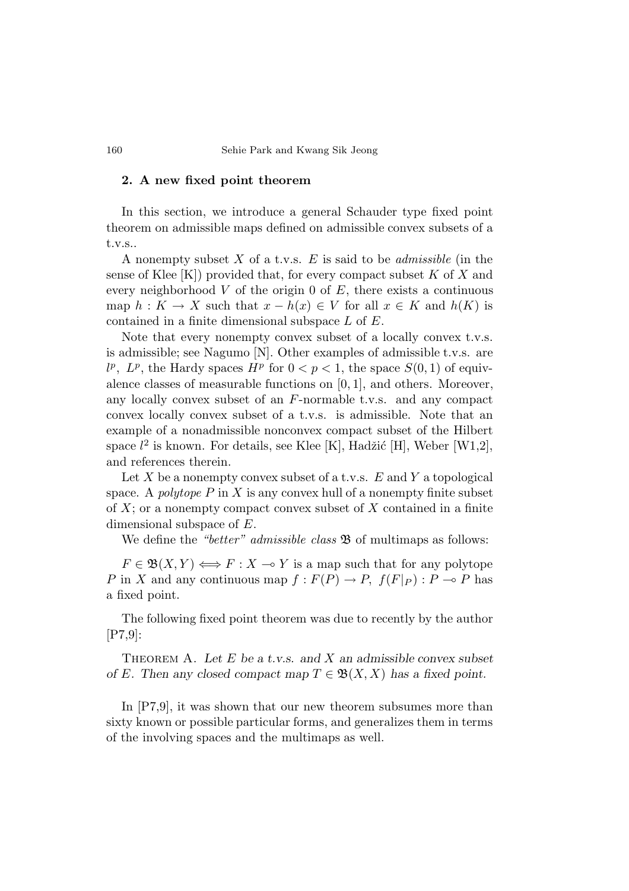## 2. A new fixed point theorem

In this section, we introduce a general Schauder type fixed point theorem on admissible maps defined on admissible convex subsets of a t.v.s..

A nonempty subset $X$ of a t.v.s. $E$ is said to be *admissible* (in the sense of Klee [K]) provided that, for every compact subset $K$ of $X$ and every neighborhood $V$ of the origin 0 of $E$, there exists a continuous map $h : K \to X$ such that $x - h(x) \in V$ for all $x \in K$ and $h(K)$ is contained in a finite dimensional subspace $L$ of $E$.

Note that every nonempty convex subset of a locally convex t.v.s. is admissible; see Nagumo [N]. Other examples of admissible t.v.s. are $l^p$, $L^p$, the Hardy spaces $H^p$ for $0 < p < 1$, the space $S(0, 1)$ of equivalence classes of measurable functions on $[0, 1]$, and others. Moreover, any locally convex subset of an $F$-normable t.v.s. and any compact convex locally convex subset of a t.v.s. is admissible. Note that an example of a nonadmissible nonconvex compact subset of the Hilbert space $l^2$ is known. For details, see Klee [K], Hadžić [H], Weber [W1,2], and references therein.

Let $X$ be a nonempty convex subset of a t.v.s. $E$ and $Y$ a topological space. A *polytope* $P$ in $X$ is any convex hull of a nonempty finite subset of $X$; or a nonempty compact convex subset of $X$ contained in a finite dimensional subspace of $E$.

We define the *"better" admissible class* $\mathfrak{B}$ of multimaps as follows:

$F \in \mathfrak{B}(X, Y) \iff F : X \multimap Y$ is a map such that for any polytope $P$ in $X$ and any continuous map $f : F(P) \to P$, $f(F|_P) : P \multimap P$ has a fixed point.

The following fixed point theorem was due to recently by the author [P7,9]:

Theorem A. *Let $E$ be a t.v.s. and $X$ an admissible convex subset of $E$. Then any closed compact map $T \in \mathfrak{B}(X, X)$ has a fixed point.*

In [P7,9], it was shown that our new theorem subsumes more than sixty known or possible particular forms, and generalizes them in terms of the involving spaces and the multimaps as well.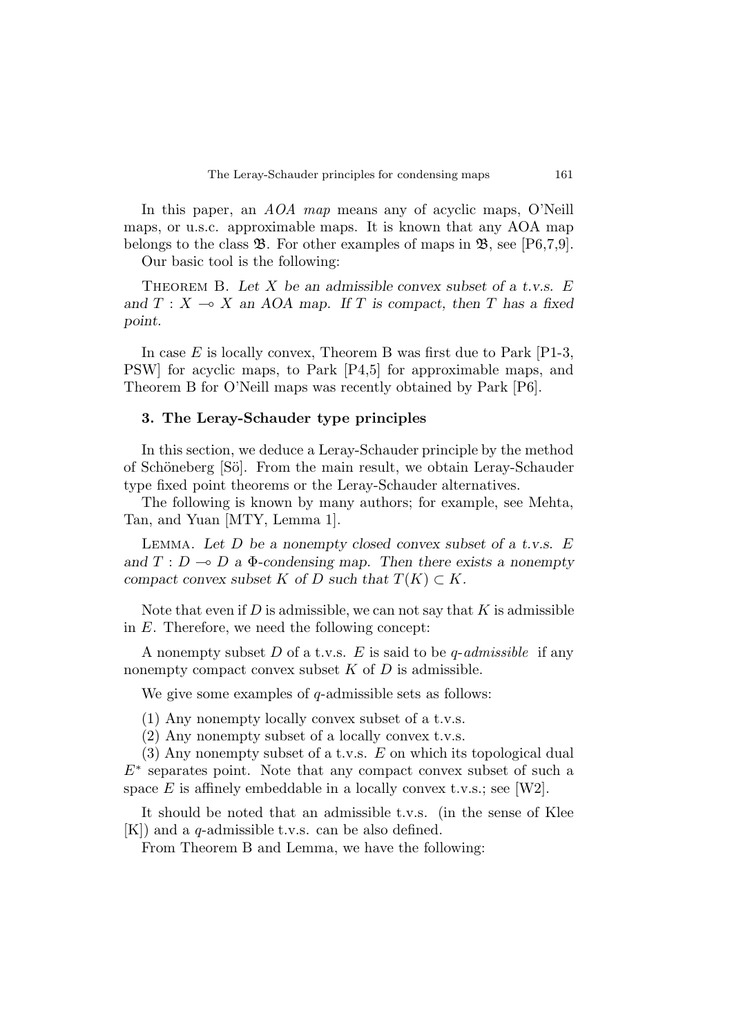In this paper, an *AOA map* means any of acyclic maps, O'Neill maps, or u.s.c. approximable maps. It is known that any AOA map belongs to the class $\mathfrak{B}$. For other examples of maps in $\mathfrak{B}$, see [P6,7,9].

Our basic tool is the following:

Theorem B. *Let $X$ be an admissible convex subset of a t.v.s. $E$ and $T : X \multimap X$ an AOA map. If $T$ is compact, then $T$ has a fixed point.*

In case $E$ is locally convex, Theorem B was first due to Park [P1-3, PSW] for acyclic maps, to Park [P4,5] for approximable maps, and Theorem B for O'Neill maps was recently obtained by Park [P6].

### 3. The Leray-Schauder type principles

In this section, we deduce a Leray-Schauder principle by the method of Schöneberg [Sö]. From the main result, we obtain Leray-Schauder type fixed point theorems or the Leray-Schauder alternatives.

The following is known by many authors; for example, see Mehta, Tan, and Yuan [MTY, Lemma 1].

Lemma. *Let $D$ be a nonempty closed convex subset of a t.v.s. $E$ and $T : D \multimap D$ a $\Phi$-condensing map. Then there exists a nonempty compact convex subset $K$ of $D$ such that $T(K) \subset K$.*

Note that even if $D$ is admissible, we can not say that $K$ is admissible in $E$. Therefore, we need the following concept:

A nonempty subset $D$ of a t.v.s. $E$ is said to be *q-admissible* if any nonempty compact convex subset $K$ of $D$ is admissible.

We give some examples of $q$-admissible sets as follows:

(1) Any nonempty locally convex subset of a t.v.s.

(2) Any nonempty subset of a locally convex t.v.s.

(3) Any nonempty subset of a t.v.s. $E$ on which its topological dual $E^*$ separates point. Note that any compact convex subset of such a space $E$ is affinely embeddable in a locally convex t.v.s.; see [W2].

It should be noted that an admissible t.v.s. (in the sense of Klee [K]) and a $q$-admissible t.v.s. can be also defined.

From Theorem B and Lemma, we have the following: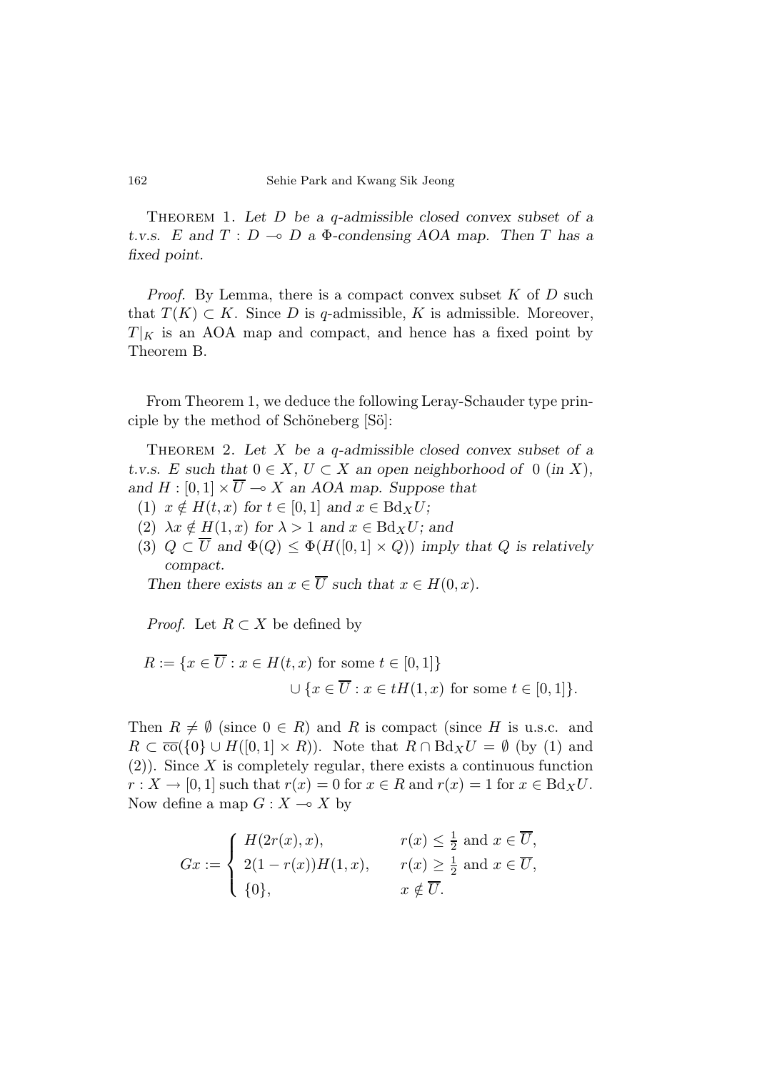Theorem 1. *Let $D$ be a $q$-admissible closed convex subset of a t.v.s. $E$ and $T : D \multimap D$ a $\Phi$-condensing AOA map. Then $T$ has a fixed point.*

*Proof.* By Lemma, there is a compact convex subset $K$ of $D$ such that $T(K) \subset K$. Since $D$ is $q$-admissible, $K$ is admissible. Moreover, $T|_K$ is an AOA map and compact, and hence has a fixed point by Theorem B.

From Theorem 1, we deduce the following Leray-Schauder type principle by the method of Schöneberg [Sö]:

Theorem 2. *Let $X$ be a $q$-admissible closed convex subset of a t.v.s. $E$ such that $0 \in X$, $U \subset X$ an open neighborhood of $0$ (in $X$), and $H : [0,1] \times \overline{U} \multimap X$ an AOA map. Suppose that*

1. *$x \notin H(t,x)$ for $t \in [0,1]$ and $x \in \mathrm{Bd}_X U$;*
2. *$\lambda x \notin H(1,x)$ for $\lambda > 1$ and $x \in \mathrm{Bd}_X U$; and*
3. *$Q \subset \overline{U}$ and $\Phi(Q) \leq \Phi(H([0,1] \times Q))$ imply that $Q$ is relatively compact.*

*Then there exists an $x \in \overline{U}$ such that $x \in H(0,x)$.*

*Proof.* Let $R \subset X$ be defined by

$$R := \{x \in \overline{U} : x \in H(t,x) \text{ for some } t \in [0,1]\} \\ \cup \{x \in \overline{U} : x \in tH(1,x) \text{ for some } t \in [0,1]\}.$$

Then $R \neq \emptyset$ (since $0 \in R$) and $R$ is compact (since $H$ is u.s.c. and $R \subset \overline{\mathrm{co}}(\{0\} \cup H([0,1] \times R))$. Note that $R \cap \mathrm{Bd}_X U = \emptyset$ (by (1) and (2)). Since $X$ is completely regular, there exists a continuous function $r : X \to [0,1]$ such that $r(x) = 0$ for $x \in R$ and $r(x) = 1$ for $x \in \mathrm{Bd}_X U$. Now define a map $G : X \multimap X$ by

$$Gx := \begin{cases} H(2r(x), x), & r(x) \leq \frac{1}{2} \text{ and } x \in \overline{U}, \\ 2(1 - r(x))H(1,x), & r(x) \geq \frac{1}{2} \text{ and } x \in \overline{U}, \\ \{0\}, & x \notin \overline{U}. \end{cases}$$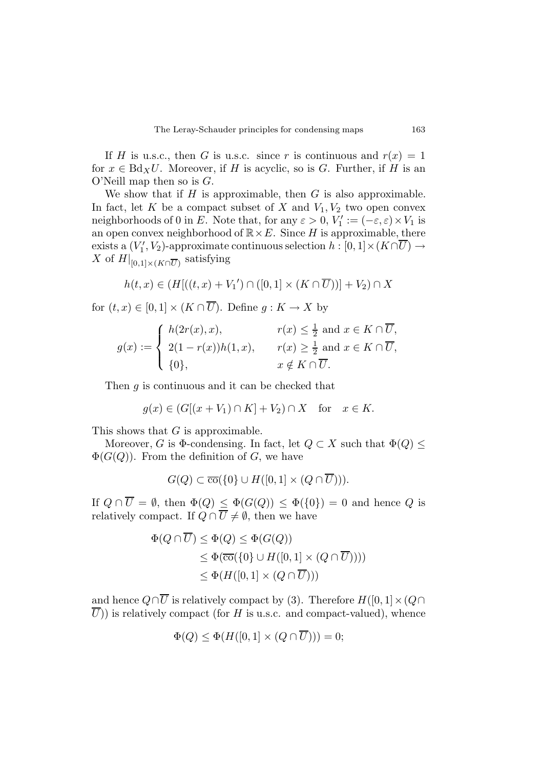If $H$ is u.s.c., then $G$ is u.s.c. since $r$ is continuous and $r(x) = 1$ for $x \in \mathrm{Bd}_X U$. Moreover, if $H$ is acyclic, so is $G$. Further, if $H$ is an O'Neill map then so is $G$.

We show that if $H$ is approximable, then $G$ is also approximable. In fact, let $K$ be a compact subset of $X$ and $V_1, V_2$ two open convex neighborhoods of 0 in $E$. Note that, for any $\varepsilon > 0$, $V_1' := (-\varepsilon, \varepsilon) \times V_1$ is an open convex neighborhood of $\mathbb{R} \times E$. Since $H$ is approximable, there exists a $(V_1', V_2)$-approximate continuous selection $h : [0,1] \times (K \cap \overline{U}) \to X$ of $H|_{[0,1]\times(K\cap\overline{U})}$ satisfying

$$h(t,x) \in (H[((t,x) + {V_1}') \cap ([0,1] \times (K \cap \overline{U}))] + V_2) \cap X$$

for $(t,x) \in [0,1] \times (K \cap \overline{U})$. Define $g : K \to X$ by

$$g(x) := \begin{cases} h(2r(x), x), & r(x) \leq \frac{1}{2} \text{ and } x \in K \cap \overline{U}, \\ 2(1 - r(x))h(1,x), & r(x) \geq \frac{1}{2} \text{ and } x \in K \cap \overline{U}, \\ \{0\}, & x \notin K \cap \overline{U}. \end{cases}$$

Then $g$ is continuous and it can be checked that

$$g(x) \in (G[(x + V_1) \cap K] + V_2) \cap X \quad \text{for} \quad x \in K.$$

This shows that $G$ is approximable.

Moreover, $G$ is $\Phi$-condensing. In fact, let $Q \subset X$ such that $\Phi(Q) \leq \Phi(G(Q))$. From the definition of $G$, we have

$$G(Q) \subset \overline{\mathrm{co}}(\{0\} \cup H([0,1] \times (Q \cap \overline{U}))).$$

If $Q \cap \overline{U} = \emptyset$, then $\Phi(Q) \leq \Phi(G(Q)) \leq \Phi(\{0\}) = 0$ and hence $Q$ is relatively compact. If $Q \cap \overline{U} \neq \emptyset$, then we have

$$\begin{aligned} \Phi(Q \cap \overline{U}) &\leq \Phi(Q) \leq \Phi(G(Q)) \\ &\leq \Phi(\overline{\mathrm{co}}(\{0\} \cup H([0,1] \times (Q \cap \overline{U})))) \\ &\leq \Phi(H([0,1] \times (Q \cap \overline{U}))) \end{aligned}$$

and hence $Q \cap \overline{U}$ is relatively compact by (3). Therefore $H([0,1] \times (Q \cap \overline{U}))$ is relatively compact (for $H$ is u.s.c. and compact-valued), whence

$$\Phi(Q) \leq \Phi(H([0,1] \times (Q \cap \overline{U}))) = 0;$$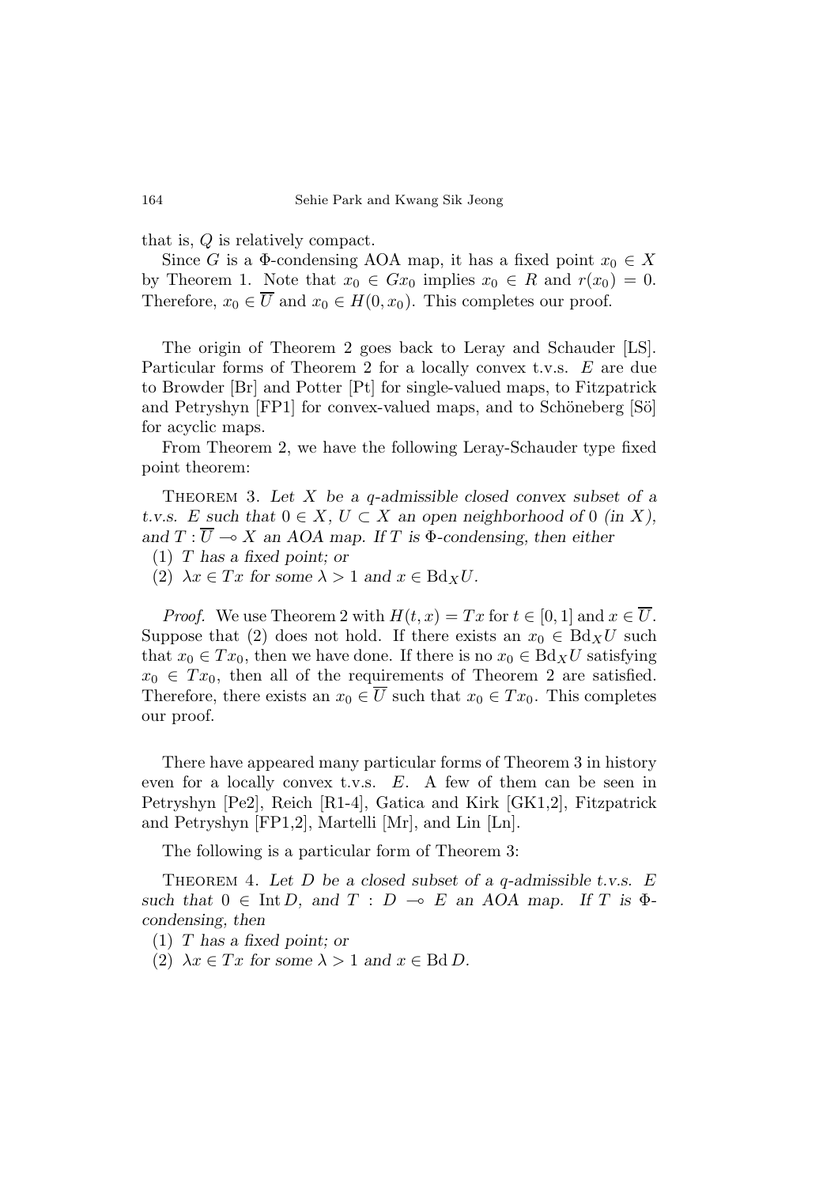that is, $Q$ is relatively compact.

Since $G$ is a $\Phi$-condensing AOA map, it has a fixed point $x_0 \in X$ by Theorem 1. Note that $x_0 \in Gx_0$ implies $x_0 \in R$ and $r(x_0) = 0$. Therefore, $x_0 \in \overline{U}$ and $x_0 \in H(0, x_0)$. This completes our proof.

The origin of Theorem 2 goes back to Leray and Schauder [LS]. Particular forms of Theorem 2 for a locally convex t.v.s. $E$ are due to Browder [Br] and Potter [Pt] for single-valued maps, to Fitzpatrick and Petryshyn [FP1] for convex-valued maps, and to Schöneberg [Sö] for acyclic maps.

From Theorem 2, we have the following Leray-Schauder type fixed point theorem:

Theorem 3. *Let $X$ be a q-admissible closed convex subset of a t.v.s. $E$ such that $0 \in X$, $U \subset X$ an open neighborhood of $0$ (in $X$), and $T : \overline{U} \multimap X$ an AOA map. If $T$ is $\Phi$-condensing, then either*

*(1) $T$ has a fixed point; or*

*(2) $\lambda x \in Tx$ for some $\lambda > 1$ and $x \in \mathrm{Bd}_X U$.*

*Proof.* We use Theorem 2 with $H(t, x) = Tx$ for $t \in [0, 1]$ and $x \in \overline{U}$. Suppose that (2) does not hold. If there exists an $x_0 \in \mathrm{Bd}_X U$ such that $x_0 \in Tx_0$, then we have done. If there is no $x_0 \in \mathrm{Bd}_X U$ satisfying $x_0 \in Tx_0$, then all of the requirements of Theorem 2 are satisfied. Therefore, there exists an $x_0 \in \overline{U}$ such that $x_0 \in Tx_0$. This completes our proof.

There have appeared many particular forms of Theorem 3 in history even for a locally convex t.v.s. $E$. A few of them can be seen in Petryshyn [Pe2], Reich [R1-4], Gatica and Kirk [GK1,2], Fitzpatrick and Petryshyn [FP1,2], Martelli [Mr], and Lin [Ln].

The following is a particular form of Theorem 3:

Theorem 4. *Let $D$ be a closed subset of a q-admissible t.v.s. $E$ such that $0 \in \mathrm{Int}\, D$, and $T : D \multimap E$ an AOA map. If $T$ is $\Phi$-condensing, then*

*(1) $T$ has a fixed point; or*

*(2) $\lambda x \in Tx$ for some $\lambda > 1$ and $x \in \mathrm{Bd}\, D$.*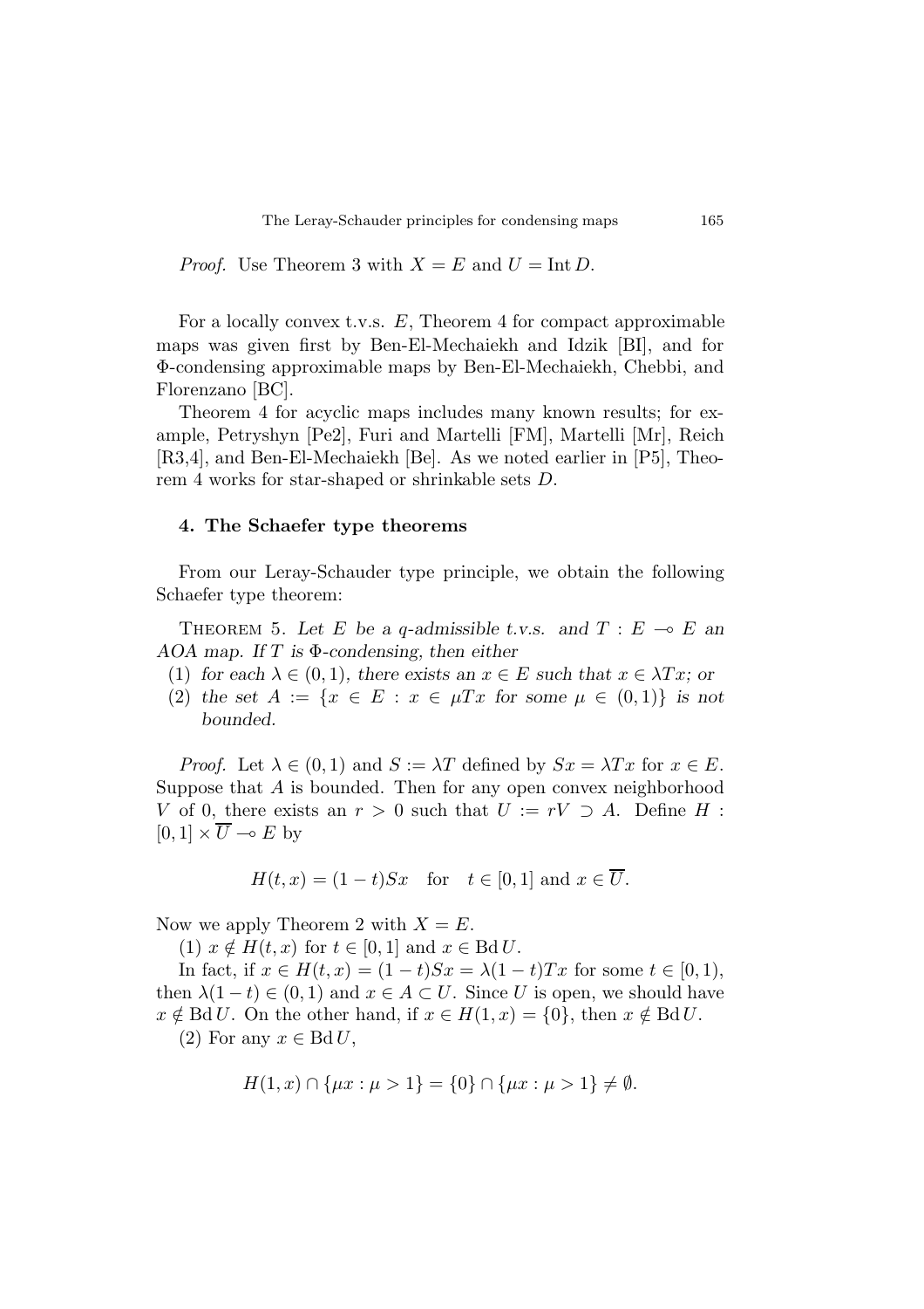*Proof.* Use Theorem 3 with $X = E$ and $U = \operatorname{Int} D$.

For a locally convex t.v.s. $E$, Theorem 4 for compact approximable maps was given first by Ben-El-Mechaiekh and Idzik [BI], and for $\Phi$-condensing approximable maps by Ben-El-Mechaiekh, Chebbi, and Florenzano [BC].

Theorem 4 for acyclic maps includes many known results; for example, Petryshyn [Pe2], Furi and Martelli [FM], Martelli [Mr], Reich [R3,4], and Ben-El-Mechaiekh [Be]. As we noted earlier in [P5], Theorem 4 works for star-shaped or shrinkable sets $D$.

## 4. The Schaefer type theorems

From our Leray-Schauder type principle, we obtain the following Schaefer type theorem:

THEOREM 5. *Let $E$ be a q-admissible t.v.s. and $T : E \multimap E$ an AOA map. If $T$ is $\Phi$-condensing, then either*

1. *for each $\lambda \in (0, 1)$, there exists an $x \in E$ such that $x \in \lambda Tx$; or*
2. *the set $A := \{x \in E : x \in \mu Tx$ for some $\mu \in (0, 1)\}$ is not bounded.*

*Proof.* Let $\lambda \in (0, 1)$ and $S := \lambda T$ defined by $Sx = \lambda Tx$ for $x \in E$. Suppose that $A$ is bounded. Then for any open convex neighborhood $V$ of 0, there exists an $r > 0$ such that $U := rV \supset A$. Define $H : [0, 1] \times \overline{U} \multimap E$ by

$$H(t, x) = (1 - t)Sx \quad \text{for} \quad t \in [0, 1] \text{ and } x \in \overline{U}.$$

Now we apply Theorem 2 with $X = E$.

(1) $x \notin H(t, x)$ for $t \in [0, 1]$ and $x \in \operatorname{Bd} U$.

In fact, if $x \in H(t, x) = (1 - t)Sx = \lambda(1 - t)Tx$ for some $t \in [0, 1)$, then $\lambda(1 - t) \in (0, 1)$ and $x \in A \subset U$. Since $U$ is open, we should have $x \notin \operatorname{Bd} U$. On the other hand, if $x \in H(1, x) = \{0\}$, then $x \notin \operatorname{Bd} U$.

(2) For any $x \in \operatorname{Bd} U$,

$$H(1, x) \cap \{\mu x : \mu > 1\} = \{0\} \cap \{\mu x : \mu > 1\} \neq \emptyset.$$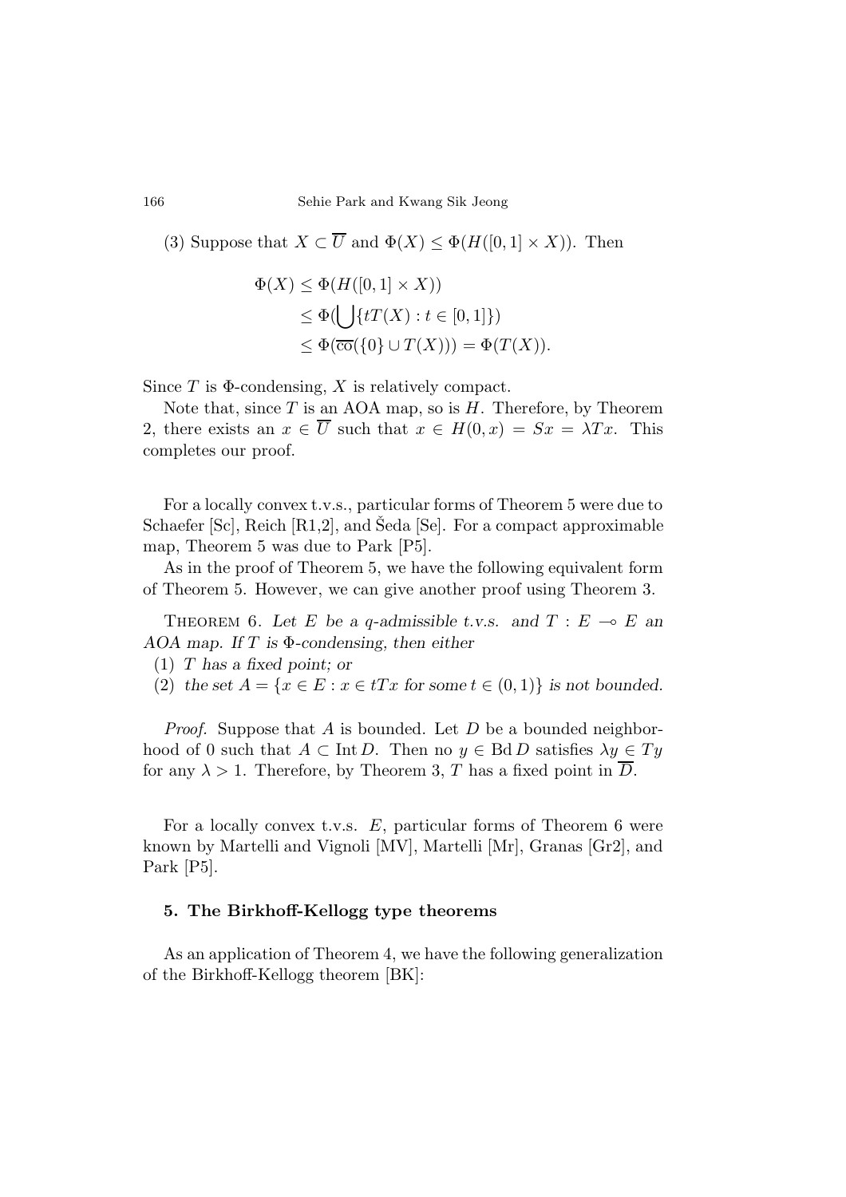(3) Suppose that $X \subset \overline{U}$ and $\Phi(X) \leq \Phi(H([0,1] \times X))$. Then

$$
\begin{aligned}
\Phi(X) &\leq \Phi(H([0,1] \times X)) \\
&\leq \Phi(\bigcup\{tT(X) : t \in [0,1]\}) \\
&\leq \Phi(\overline{\text{co}}(\{0\} \cup T(X))) = \Phi(T(X)).
\end{aligned}
$$

Since $T$ is $\Phi$-condensing, $X$ is relatively compact.

Note that, since $T$ is an AOA map, so is $H$. Therefore, by Theorem 2, there exists an $x \in \overline{U}$ such that $x \in H(0,x) = Sx = \lambda Tx$. This completes our proof.

For a locally convex t.v.s., particular forms of Theorem 5 were due to Schaefer [Sc], Reich [R1,2], and Šeda [Se]. For a compact approximable map, Theorem 5 was due to Park [P5].

As in the proof of Theorem 5, we have the following equivalent form of Theorem 5. However, we can give another proof using Theorem 3.

THEOREM 6. *Let $E$ be a q-admissible t.v.s. and $T : E \multimap E$ an AOA map. If $T$ is $\Phi$-condensing, then either*

(1) *$T$ has a fixed point; or*

(2) *the set $A = \{x \in E : x \in tTx \text{ for some } t \in (0,1)\}$ is not bounded.*

*Proof.* Suppose that $A$ is bounded. Let $D$ be a bounded neighborhood of 0 such that $A \subset \operatorname{Int} D$. Then no $y \in \operatorname{Bd} D$ satisfies $\lambda y \in Ty$ for any $\lambda > 1$. Therefore, by Theorem 3, $T$ has a fixed point in $\overline{D}$.

For a locally convex t.v.s. $E$, particular forms of Theorem 6 were known by Martelli and Vignoli [MV], Martelli [Mr], Granas [Gr2], and Park [P5].

## 5. The Birkhoff-Kellogg type theorems

As an application of Theorem 4, we have the following generalization of the Birkhoff-Kellogg theorem [BK]: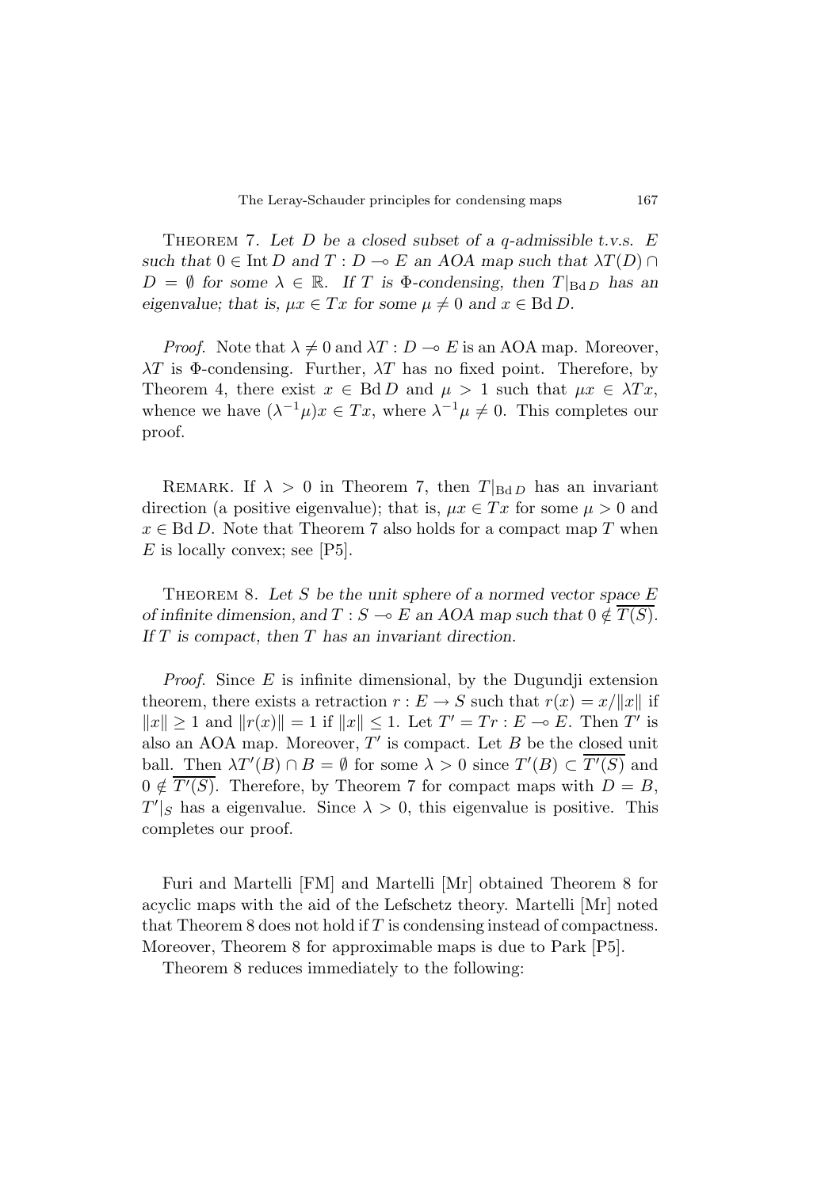Theorem 7. *Let $D$ be a closed subset of a q-admissible t.v.s. $E$ such that $0 \in \operatorname{Int} D$ and $T : D \multimap E$ an AOA map such that $\lambda T(D) \cap D = \emptyset$ for some $\lambda \in \mathbb{R}$. If $T$ is $\Phi$-condensing, then $T|_{\operatorname{Bd} D}$ has an eigenvalue; that is, $\mu x \in Tx$ for some $\mu \neq 0$ and $x \in \operatorname{Bd} D$.*

*Proof.* Note that $\lambda \neq 0$ and $\lambda T : D \multimap E$ is an AOA map. Moreover, $\lambda T$ is $\Phi$-condensing. Further, $\lambda T$ has no fixed point. Therefore, by Theorem 4, there exist $x \in \operatorname{Bd} D$ and $\mu > 1$ such that $\mu x \in \lambda Tx$, whence we have $(\lambda^{-1}\mu)x \in Tx$, where $\lambda^{-1}\mu \neq 0$. This completes our proof.

Remark. If $\lambda > 0$ in Theorem 7, then $T|_{\operatorname{Bd} D}$ has an invariant direction (a positive eigenvalue); that is, $\mu x \in Tx$ for some $\mu > 0$ and $x \in \operatorname{Bd} D$. Note that Theorem 7 also holds for a compact map $T$ when $E$ is locally convex; see [P5].

Theorem 8. *Let $S$ be the unit sphere of a normed vector space $E$ of infinite dimension, and $T : S \multimap E$ an AOA map such that $0 \notin \overline{T(S)}$. If $T$ is compact, then $T$ has an invariant direction.*

*Proof.* Since $E$ is infinite dimensional, by the Dugundji extension theorem, there exists a retraction $r : E \to S$ such that $r(x) = x/\|x\|$ if $\|x\| \geq 1$ and $\|r(x)\| = 1$ if $\|x\| \leq 1$. Let $T' = Tr : E \multimap E$. Then $T'$ is also an AOA map. Moreover, $T'$ is compact. Let $B$ be the closed unit ball. Then $\lambda T'(B) \cap B = \emptyset$ for some $\lambda > 0$ since $T'(B) \subset \overline{T'(S)}$ and $0 \notin \overline{T'(S)}$. Therefore, by Theorem 7 for compact maps with $D = B$, $T'|_S$ has a eigenvalue. Since $\lambda > 0$, this eigenvalue is positive. This completes our proof.

Furi and Martelli [FM] and Martelli [Mr] obtained Theorem 8 for acyclic maps with the aid of the Lefschetz theory. Martelli [Mr] noted that Theorem 8 does not hold if $T$ is condensing instead of compactness. Moreover, Theorem 8 for approximable maps is due to Park [P5].

Theorem 8 reduces immediately to the following: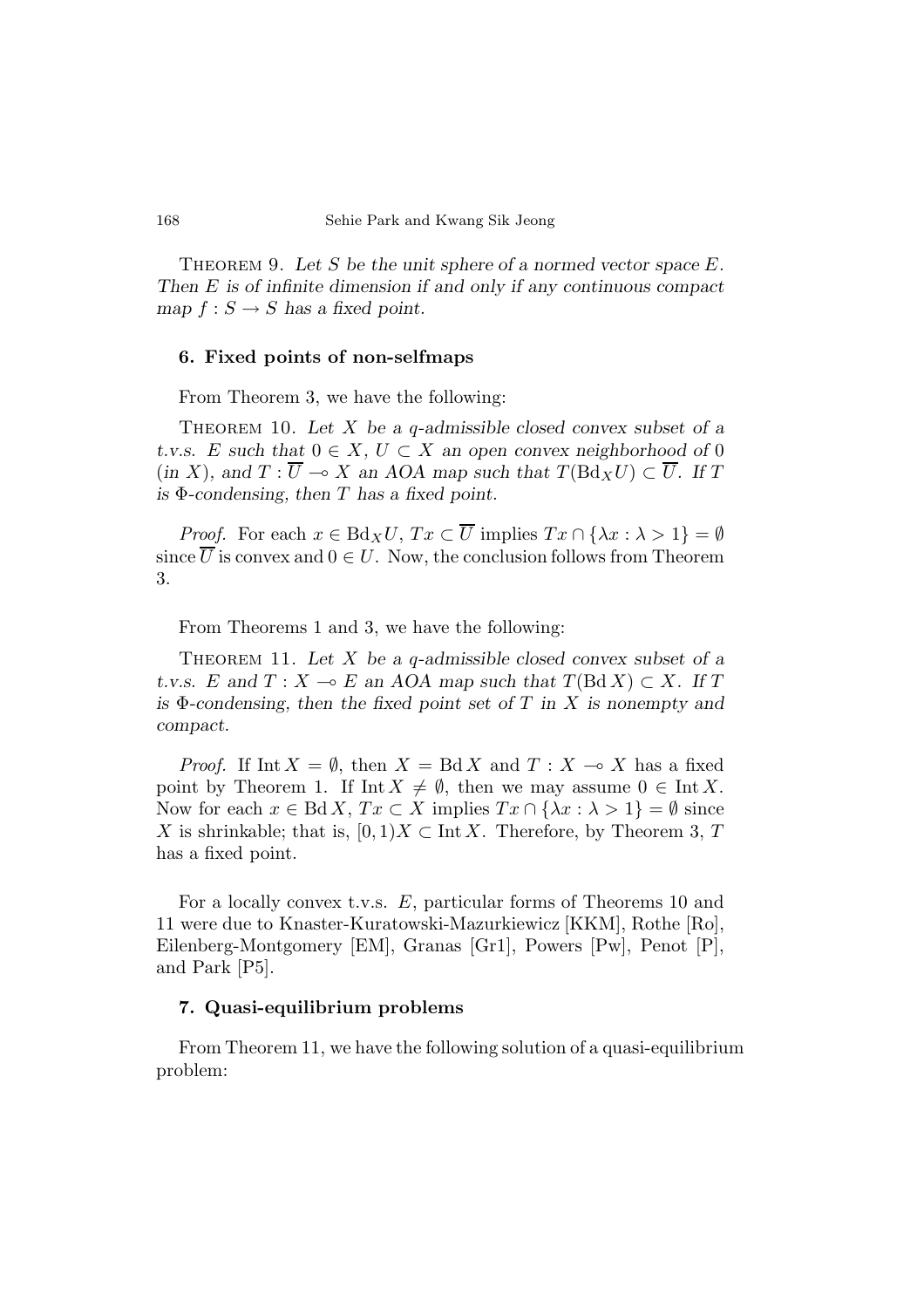THEOREM 9. *Let $S$ be the unit sphere of a normed vector space $E$. Then $E$ is of infinite dimension if and only if any continuous compact map $f : S \to S$ has a fixed point.*

## 6. Fixed points of non-selfmaps

From Theorem 3, we have the following:

THEOREM 10. *Let $X$ be a q-admissible closed convex subset of a t.v.s. $E$ such that $0 \in X$, $U \subset X$ an open convex neighborhood of $0$ (in $X$), and $T : \overline{U} \multimap X$ an AOA map such that $T(\mathrm{Bd}_X U) \subset \overline{U}$. If $T$ is $\Phi$-condensing, then $T$ has a fixed point.*

*Proof.* For each $x \in \mathrm{Bd}_X U$, $Tx \subset \overline{U}$ implies $Tx \cap \{\lambda x : \lambda > 1\} = \emptyset$ since $\overline{U}$ is convex and $0 \in U$. Now, the conclusion follows from Theorem 3.

From Theorems 1 and 3, we have the following:

THEOREM 11. *Let $X$ be a q-admissible closed convex subset of a t.v.s. $E$ and $T : X \multimap E$ an AOA map such that $T(\mathrm{Bd}\, X) \subset X$. If $T$ is $\Phi$-condensing, then the fixed point set of $T$ in $X$ is nonempty and compact.*

*Proof.* If $\mathrm{Int}\, X = \emptyset$, then $X = \mathrm{Bd}\, X$ and $T : X \multimap X$ has a fixed point by Theorem 1. If $\mathrm{Int}\, X \neq \emptyset$, then we may assume $0 \in \mathrm{Int}\, X$. Now for each $x \in \mathrm{Bd}\, X$, $Tx \subset X$ implies $Tx \cap \{\lambda x : \lambda > 1\} = \emptyset$ since $X$ is shrinkable; that is, $[0,1)X \subset \mathrm{Int}\, X$. Therefore, by Theorem 3, $T$ has a fixed point.

For a locally convex t.v.s. $E$, particular forms of Theorems 10 and 11 were due to Knaster-Kuratowski-Mazurkiewicz [KKM], Rothe [Ro], Eilenberg-Montgomery [EM], Granas [Gr1], Powers [Pw], Penot [P], and Park [P5].

## 7. Quasi-equilibrium problems

From Theorem 11, we have the following solution of a quasi-equilibrium problem: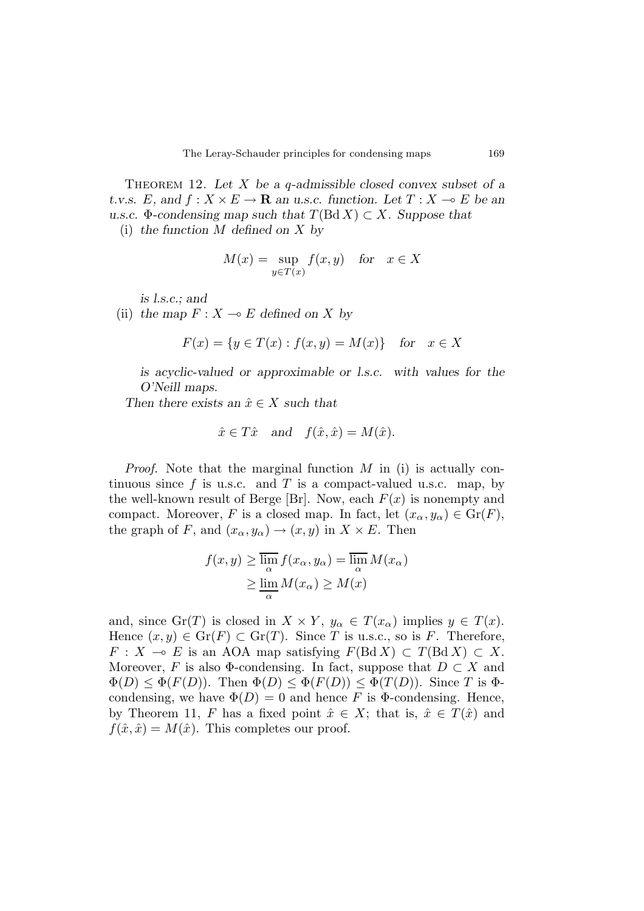Theorem 12. *Let $X$ be a $q$-admissible closed convex subset of a t.v.s. $E$, and $f : X \times E \to \mathbf{R}$ an u.s.c. function. Let $T : X \multimap E$ be an u.s.c. $\Phi$-condensing map such that $T(\operatorname{Bd} X) \subset X$. Suppose that*

(i) *the function $M$ defined on $X$ by*

$$M(x) = \sup_{y \in T(x)} f(x, y) \quad \text{for} \quad x \in X$$

*is l.s.c.; and*

(ii) *the map $F : X \multimap E$ defined on $X$ by*

$$F(x) = \{y \in T(x) : f(x, y) = M(x)\} \quad \text{for} \quad x \in X$$

*is acyclic-valued or approximable or l.s.c. with values for the O'Neill maps.*

*Then there exists an $\hat{x} \in X$ such that*

$$\hat{x} \in T\hat{x} \quad \text{and} \quad f(\hat{x}, \hat{x}) = M(\hat{x}).$$

*Proof.* Note that the marginal function $M$ in (i) is actually continuous since $f$ is u.s.c. and $T$ is a compact-valued u.s.c. map, by the well-known result of Berge [Br]. Now, each $F(x)$ is nonempty and compact. Moreover, $F$ is a closed map. In fact, let $(x_\alpha, y_\alpha) \in \operatorname{Gr}(F)$, the graph of $F$, and $(x_\alpha, y_\alpha) \to (x, y)$ in $X \times E$. Then

$$\begin{aligned} f(x, y) &\geq \overline{\lim_{\alpha}} f(x_\alpha, y_\alpha) = \overline{\lim_{\alpha}} M(x_\alpha) \\ &\geq \underline{\lim_{\alpha}} M(x_\alpha) \geq M(x) \end{aligned}$$

and, since $\operatorname{Gr}(T)$ is closed in $X \times Y$, $y_\alpha \in T(x_\alpha)$ implies $y \in T(x)$. Hence $(x, y) \in \operatorname{Gr}(F) \subset \operatorname{Gr}(T)$. Since $T$ is u.s.c., so is $F$. Therefore, $F : X \multimap E$ is an AOA map satisfying $F(\operatorname{Bd} X) \subset T(\operatorname{Bd} X) \subset X$. Moreover, $F$ is also $\Phi$-condensing. In fact, suppose that $D \subset X$ and $\Phi(D) \leq \Phi(F(D))$. Then $\Phi(D) \leq \Phi(F(D)) \leq \Phi(T(D))$. Since $T$ is $\Phi$-condensing, we have $\Phi(D) = 0$ and hence $F$ is $\Phi$-condensing. Hence, by Theorem 11, $F$ has a fixed point $\hat{x} \in X$; that is, $\hat{x} \in T(\hat{x})$ and $f(\hat{x}, \hat{x}) = M(\hat{x})$. This completes our proof.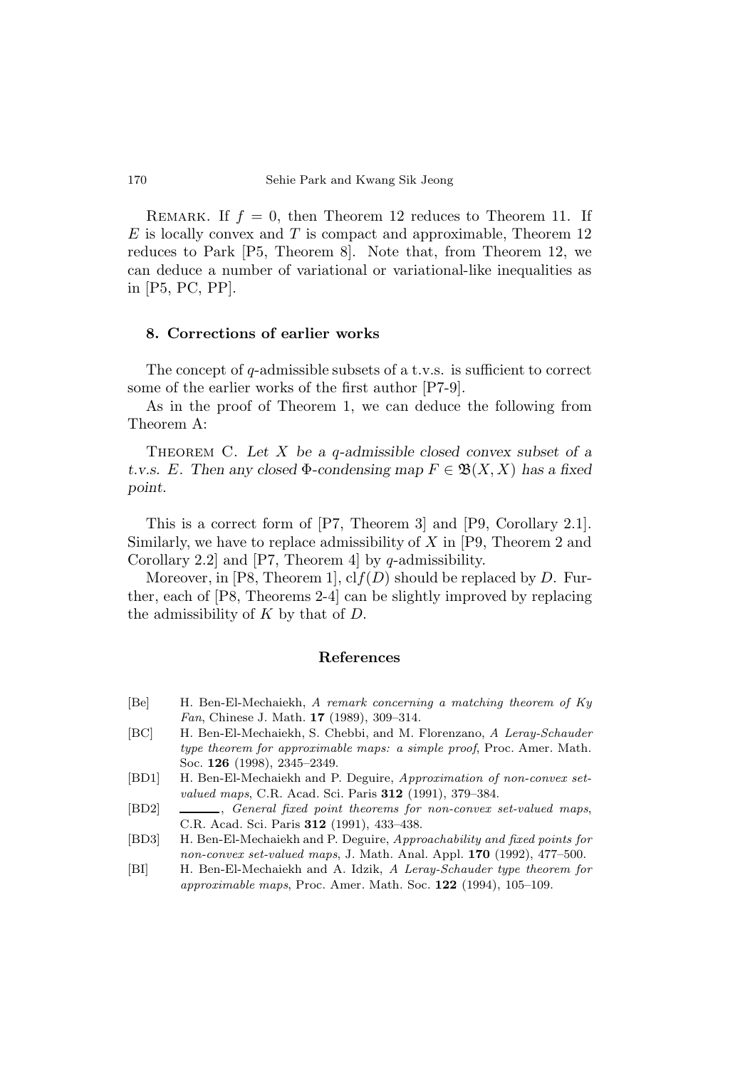Remark. If $f = 0$, then Theorem 12 reduces to Theorem 11. If $E$ is locally convex and $T$ is compact and approximable, Theorem 12 reduces to Park [P5, Theorem 8]. Note that, from Theorem 12, we can deduce a number of variational or variational-like inequalities as in [P5, PC, PP].

## 8. Corrections of earlier works

The concept of $q$-admissible subsets of a t.v.s. is sufficient to correct some of the earlier works of the first author [P7-9].

As in the proof of Theorem 1, we can deduce the following from Theorem A:

Theorem C. *Let $X$ be a $q$-admissible closed convex subset of a t.v.s. $E$. Then any closed $\Phi$-condensing map $F \in \mathfrak{B}(X, X)$ has a fixed point.*

This is a correct form of [P7, Theorem 3] and [P9, Corollary 2.1]. Similarly, we have to replace admissibility of $X$ in [P9, Theorem 2 and Corollary 2.2] and [P7, Theorem 4] by $q$-admissibility.

Moreover, in [P8, Theorem 1], $\mathrm{cl} f(D)$ should be replaced by $D$. Further, each of [P8, Theorems 2-4] can be slightly improved by replacing the admissibility of $K$ by that of $D$.

## References

- [Be] H. Ben-El-Mechaiekh, *A remark concerning a matching theorem of Ky Fan*, Chinese J. Math. **17** (1989), 309–314.
- [BC] H. Ben-El-Mechaiekh, S. Chebbi, and M. Florenzano, *A Leray-Schauder type theorem for approximable maps: a simple proof*, Proc. Amer. Math. Soc. **126** (1998), 2345–2349.
- [BD1] H. Ben-El-Mechaiekh and P. Deguire, *Approximation of non-convex set-valued maps*, C.R. Acad. Sci. Paris **312** (1991), 379–384.
- [BD2] ______, *General fixed point theorems for non-convex set-valued maps*, C.R. Acad. Sci. Paris **312** (1991), 433–438.
- [BD3] H. Ben-El-Mechaiekh and P. Deguire, *Approachability and fixed points for non-convex set-valued maps*, J. Math. Anal. Appl. **170** (1992), 477–500.
- [BI] H. Ben-El-Mechaiekh and A. Idzik, *A Leray-Schauder type theorem for approximable maps*, Proc. Amer. Math. Soc. **122** (1994), 105–109.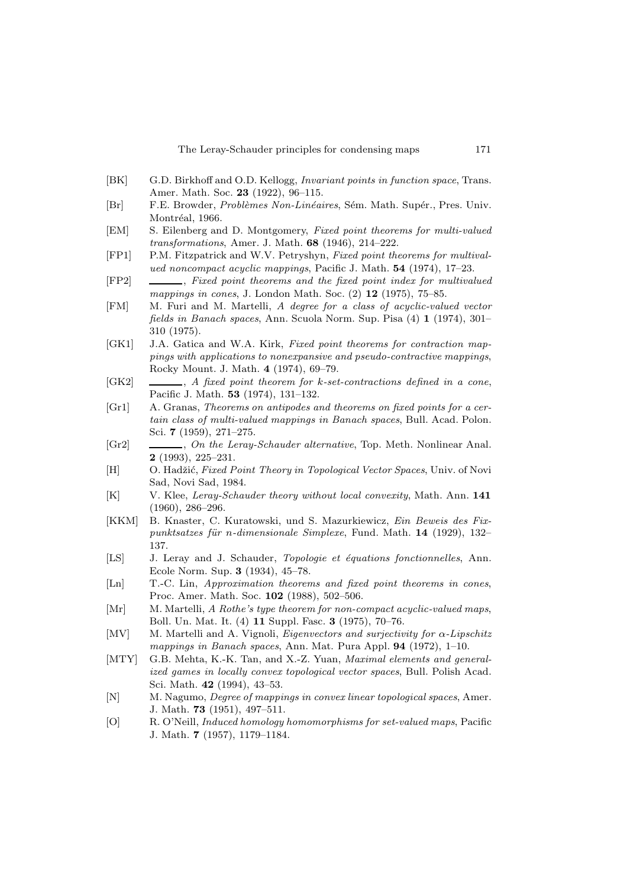- [BK] G.D. Birkhoff and O.D. Kellogg, *Invariant points in function space*, Trans. Amer. Math. Soc. **23** (1922), 96–115.
- [Br] F.E. Browder, *Problèmes Non-Linéaires*, Sém. Math. Supér., Pres. Univ. Montréal, 1966.
- [EM] S. Eilenberg and D. Montgomery, *Fixed point theorems for multi-valued transformations*, Amer. J. Math. **68** (1946), 214–222.
- [FP1] P.M. Fitzpatrick and W.V. Petryshyn, *Fixed point theorems for multivalued noncompact acyclic mappings*, Pacific J. Math. **54** (1974), 17–23.
- [FP2] ______, *Fixed point theorems and the fixed point index for multivalued mappings in cones*, J. London Math. Soc. (2) **12** (1975), 75–85.
- [FM] M. Furi and M. Martelli, *A degree for a class of acyclic-valued vector fields in Banach spaces*, Ann. Scuola Norm. Sup. Pisa (4) **1** (1974), 301–310 (1975).
- [GK1] J.A. Gatica and W.A. Kirk, *Fixed point theorems for contraction mappings with applications to nonexpansive and pseudo-contractive mappings*, Rocky Mount. J. Math. **4** (1974), 69–79.
- [GK2] ______, *A fixed point theorem for k-set-contractions defined in a cone*, Pacific J. Math. **53** (1974), 131–132.
- [Gr1] A. Granas, *Theorems on antipodes and theorems on fixed points for a certain class of multi-valued mappings in Banach spaces*, Bull. Acad. Polon. Sci. **7** (1959), 271–275.
- [Gr2] ______, *On the Leray-Schauder alternative*, Top. Meth. Nonlinear Anal. **2** (1993), 225–231.
- [H] O. Hadžić, *Fixed Point Theory in Topological Vector Spaces*, Univ. of Novi Sad, Novi Sad, 1984.
- [K] V. Klee, *Leray-Schauder theory without local convexity*, Math. Ann. **141** (1960), 286–296.
- [KKM] B. Knaster, C. Kuratowski, und S. Mazurkiewicz, *Ein Beweis des Fixpunktsatzes für n-dimensionale Simplexe*, Fund. Math. **14** (1929), 132–137.
- [LS] J. Leray and J. Schauder, *Topologie et équations fonctionnelles*, Ann. Ecole Norm. Sup. **3** (1934), 45–78.
- [Ln] T.-C. Lin, *Approximation theorems and fixed point theorems in cones*, Proc. Amer. Math. Soc. **102** (1988), 502–506.
- [Mr] M. Martelli, *A Rothe's type theorem for non-compact acyclic-valued maps*, Boll. Un. Mat. It. (4) **11** Suppl. Fasc. **3** (1975), 70–76.
- [MV] M. Martelli and A. Vignoli, *Eigenvectors and surjectivity for α-Lipschitz mappings in Banach spaces*, Ann. Mat. Pura Appl. **94** (1972), 1–10.
- [MTY] G.B. Mehta, K.-K. Tan, and X.-Z. Yuan, *Maximal elements and generalized games in locally convex topological vector spaces*, Bull. Polish Acad. Sci. Math. **42** (1994), 43–53.
- [N] M. Nagumo, *Degree of mappings in convex linear topological spaces*, Amer. J. Math. **73** (1951), 497–511.
- [O] R. O'Neill, *Induced homology homomorphisms for set-valued maps*, Pacific J. Math. **7** (1957), 1179–1184.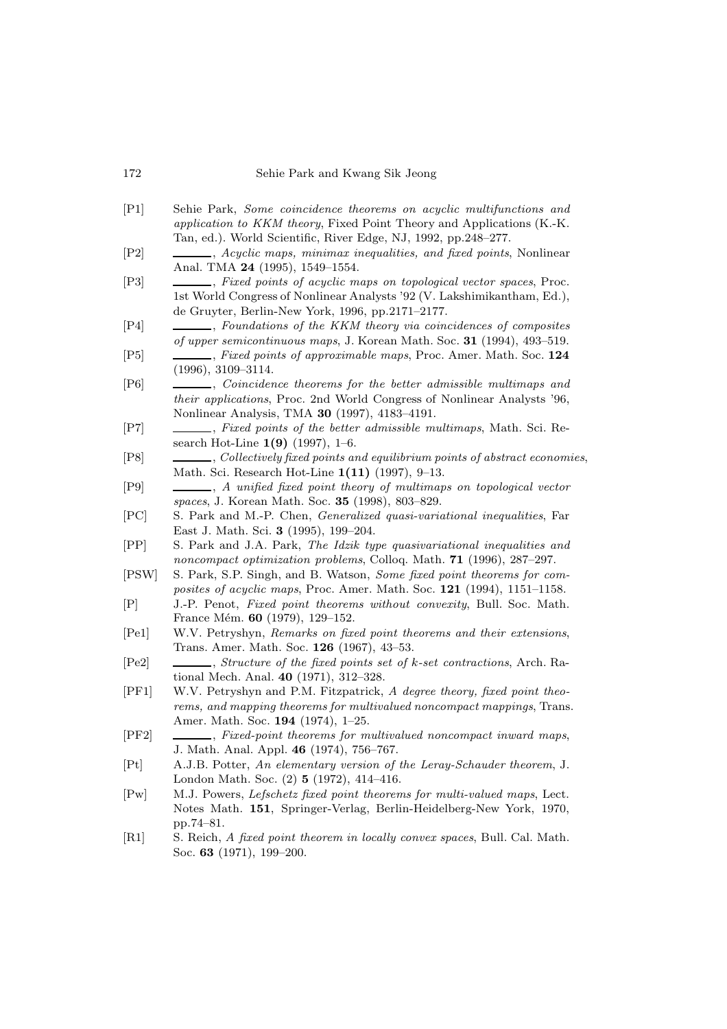[P1] Sehie Park, *Some coincidence theorems on acyclic multifunctions and application to KKM theory*, Fixed Point Theory and Applications (K.-K. Tan, ed.). World Scientific, River Edge, NJ, 1992, pp.248–277.

[P2] ______, *Acyclic maps, minimax inequalities, and fixed points*, Nonlinear Anal. TMA **24** (1995), 1549–1554.

[P3] ______, *Fixed points of acyclic maps on topological vector spaces*, Proc. 1st World Congress of Nonlinear Analysts '92 (V. Lakshimikantham, Ed.), de Gruyter, Berlin-New York, 1996, pp.2171–2177.

[P4] ______, *Foundations of the KKM theory via coincidences of composites of upper semicontinuous maps*, J. Korean Math. Soc. **31** (1994), 493–519.

[P5] ______, *Fixed points of approximable maps*, Proc. Amer. Math. Soc. **124** (1996), 3109–3114.

[P6] ______, *Coincidence theorems for the better admissible multimaps and their applications*, Proc. 2nd World Congress of Nonlinear Analysts '96, Nonlinear Analysis, TMA **30** (1997), 4183–4191.

[P7] ______, *Fixed points of the better admissible multimaps*, Math. Sci. Research Hot-Line **1(9)** (1997), 1–6.

[P8] ______, *Collectively fixed points and equilibrium points of abstract economies*, Math. Sci. Research Hot-Line **1(11)** (1997), 9–13.

[P9] ______, *A unified fixed point theory of multimaps on topological vector spaces*, J. Korean Math. Soc. **35** (1998), 803–829.

[PC] S. Park and M.-P. Chen, *Generalized quasi-variational inequalities*, Far East J. Math. Sci. **3** (1995), 199–204.

[PP] S. Park and J.A. Park, *The Idzik type quasivariational inequalities and noncompact optimization problems*, Colloq. Math. **71** (1996), 287–297.

[PSW] S. Park, S.P. Singh, and B. Watson, *Some fixed point theorems for composites of acyclic maps*, Proc. Amer. Math. Soc. **121** (1994), 1151–1158.

[P] J.-P. Penot, *Fixed point theorems without convexity*, Bull. Soc. Math. France Mém. **60** (1979), 129–152.

[Pe1] W.V. Petryshyn, *Remarks on fixed point theorems and their extensions*, Trans. Amer. Math. Soc. **126** (1967), 43–53.

[Pe2] ______, *Structure of the fixed points set of k-set contractions*, Arch. Rational Mech. Anal. **40** (1971), 312–328.

[PF1] W.V. Petryshyn and P.M. Fitzpatrick, *A degree theory, fixed point theorems, and mapping theorems for multivalued noncompact mappings*, Trans. Amer. Math. Soc. **194** (1974), 1–25.

[PF2] ______, *Fixed-point theorems for multivalued noncompact inward maps*, J. Math. Anal. Appl. **46** (1974), 756–767.

[Pt] A.J.B. Potter, *An elementary version of the Leray-Schauder theorem*, J. London Math. Soc. (2) **5** (1972), 414–416.

[Pw] M.J. Powers, *Lefschetz fixed point theorems for multi-valued maps*, Lect. Notes Math. **151**, Springer-Verlag, Berlin-Heidelberg-New York, 1970, pp.74–81.

[R1] S. Reich, *A fixed point theorem in locally convex spaces*, Bull. Cal. Math. Soc. **63** (1971), 199–200.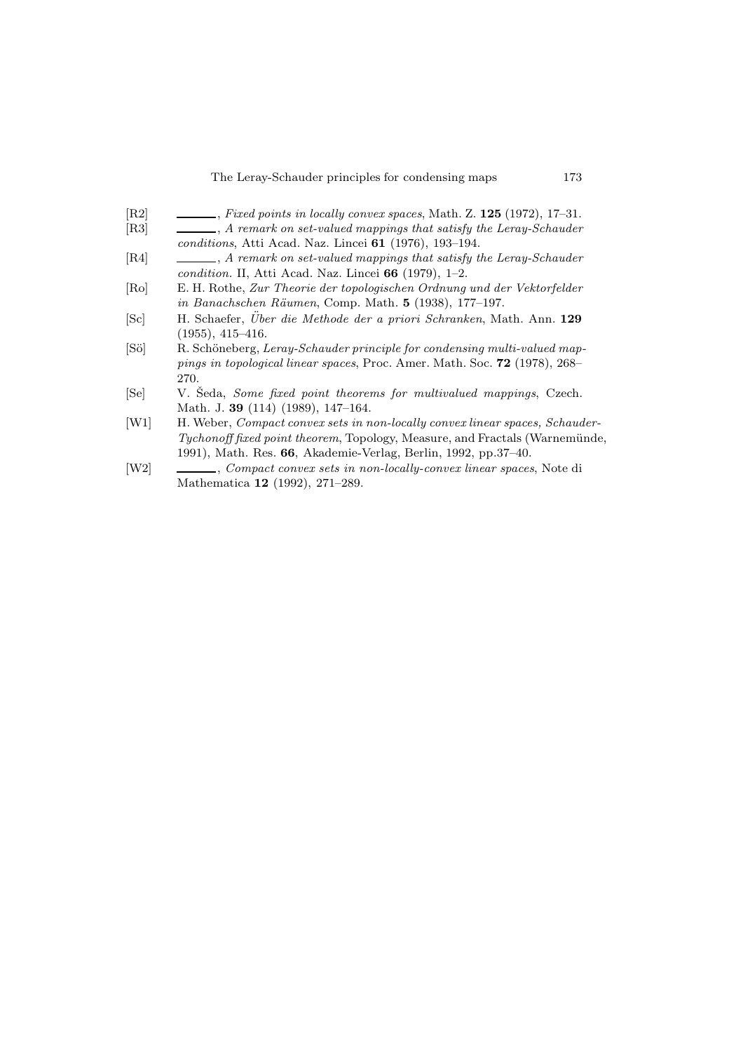[R2] ———, *Fixed points in locally convex spaces*, Math. Z. **125** (1972), 17–31.

[R3] ———, *A remark on set-valued mappings that satisfy the Leray-Schauder conditions*, Atti Acad. Naz. Lincei **61** (1976), 193–194.

[R4] ———, *A remark on set-valued mappings that satisfy the Leray-Schauder condition.* II, Atti Acad. Naz. Lincei **66** (1979), 1–2.

[Ro] E. H. Rothe, *Zur Theorie der topologischen Ordnung und der Vektorfelder in Banachschen Räumen*, Comp. Math. **5** (1938), 177–197.

[Sc] H. Schaefer, *Über die Methode der a priori Schranken*, Math. Ann. **129** (1955), 415–416.

[Sö] R. Schöneberg, *Leray-Schauder principle for condensing multi-valued mappings in topological linear spaces*, Proc. Amer. Math. Soc. **72** (1978), 268–270.

[Se] V. Šeda, *Some fixed point theorems for multivalued mappings*, Czech. Math. J. **39** (114) (1989), 147–164.

[W1] H. Weber, *Compact convex sets in non-locally convex linear spaces, Schauder-Tychonoff fixed point theorem*, Topology, Measure, and Fractals (Warnemünde, 1991), Math. Res. **66**, Akademie-Verlag, Berlin, 1992, pp.37–40.

[W2] ———, *Compact convex sets in non-locally-convex linear spaces*, Note di Mathematica **12** (1992), 271–289.